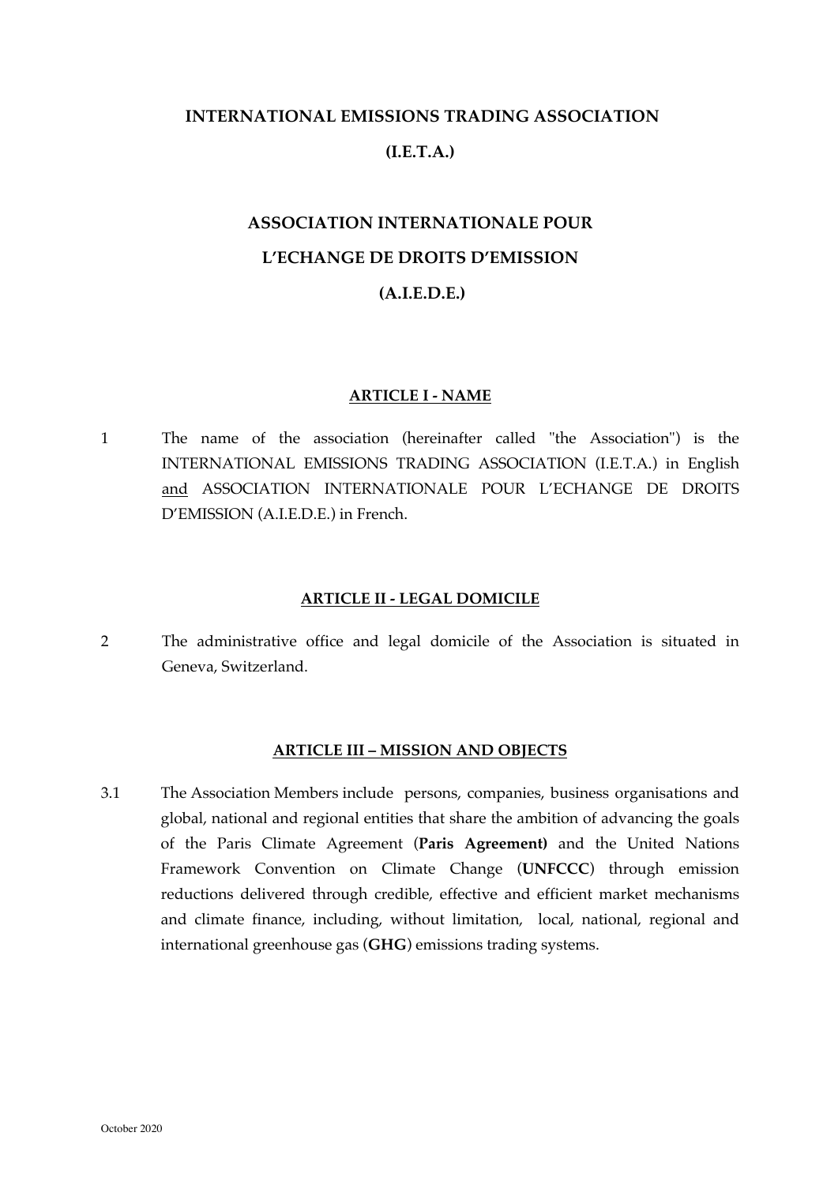# INTERNATIONAL EMISSIONS TRADING ASSOCIATION

# (I.E.T.A.)

# ASSOCIATION INTERNATIONALE POUR L'ECHANGE DE DROITS D'EMISSION

# (A.I.E.D.E.)

## ARTICLE I - NAME

1 The name of the association (hereinafter called "the Association") is the INTERNATIONAL EMISSIONS TRADING ASSOCIATION (I.E.T.A.) in English and ASSOCIATION INTERNATIONALE POUR L'ECHANGE DE DROITS D'EMISSION (A.I.E.D.E.) in French.

## ARTICLE II - LEGAL DOMICILE

2 The administrative office and legal domicile of the Association is situated in Geneva, Switzerland.

## ARTICLE III – MISSION AND OBJECTS

3.1 The Association Members include persons, companies, business organisations and global, national and regional entities that share the ambition of advancing the goals of the Paris Climate Agreement (**Paris Agreement)** and the United Nations Framework Convention on Climate Change (**UNFCCC**) through emission reductions delivered through credible, effective and efficient market mechanisms and climate finance, including, without limitation, local, national, regional and international greenhouse gas (**GHG**) emissions trading systems.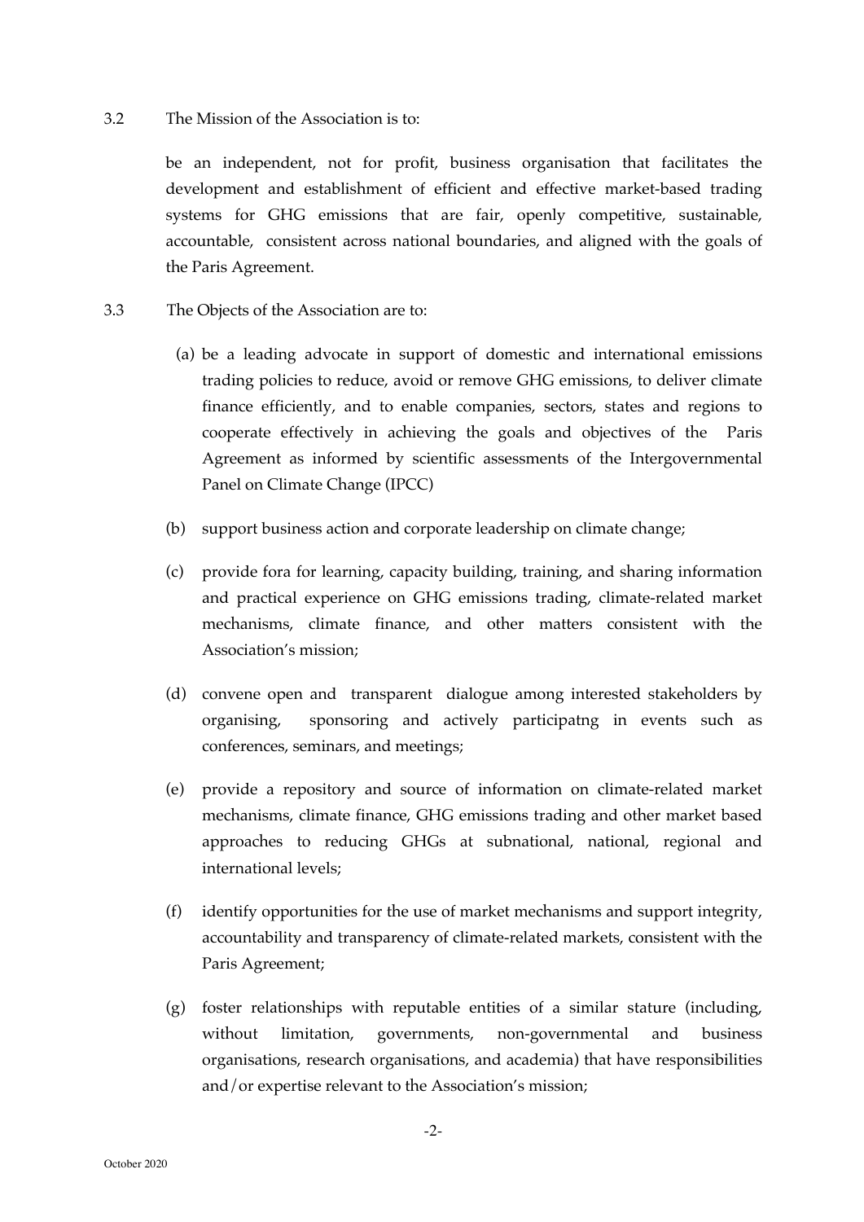3.2 The Mission of the Association is to:

be an independent, not for profit, business organisation that facilitates the development and establishment of efficient and effective market-based trading systems for GHG emissions that are fair, openly competitive, sustainable, accountable, consistent across national boundaries, and aligned with the goals of the Paris Agreement.

3.3 The Objects of the Association are to:

(a) be a leading advocate in support of domestic and international emissions trading policies to reduce, avoid or remove GHG emissions, to deliver climate finance efficiently, and to enable companies, sectors, states and regions to cooperate effectively in achieving the goals and objectives of the Paris Agreement as informed by scientific assessments of the Intergovernmental Panel on Climate Change (IPCC)

(b) support business action and corporate leadership on climate change;

(c) provide fora for learning, capacity building, training, and sharing information and practical experience on GHG emissions trading, climate-related market mechanisms, climate finance, and other matters consistent with the Association's mission;

(d) convene open and transparent dialogue among interested stakeholders by organising, sponsoring and actively participatng in events such as conferences, seminars, and meetings;

(e) provide a repository and source of information on climate-related market mechanisms, climate finance, GHG emissions trading and other market based approaches to reducing GHGs at subnational, national, regional and international levels;

(f) identify opportunities for the use of market mechanisms and support integrity, accountability and transparency of climate-related markets, consistent with the Paris Agreement;

(g) foster relationships with reputable entities of a similar stature (including, without limitation, governments, non-governmental and business organisations, research organisations, and academia) that have responsibilities and/or expertise relevant to the Association's mission;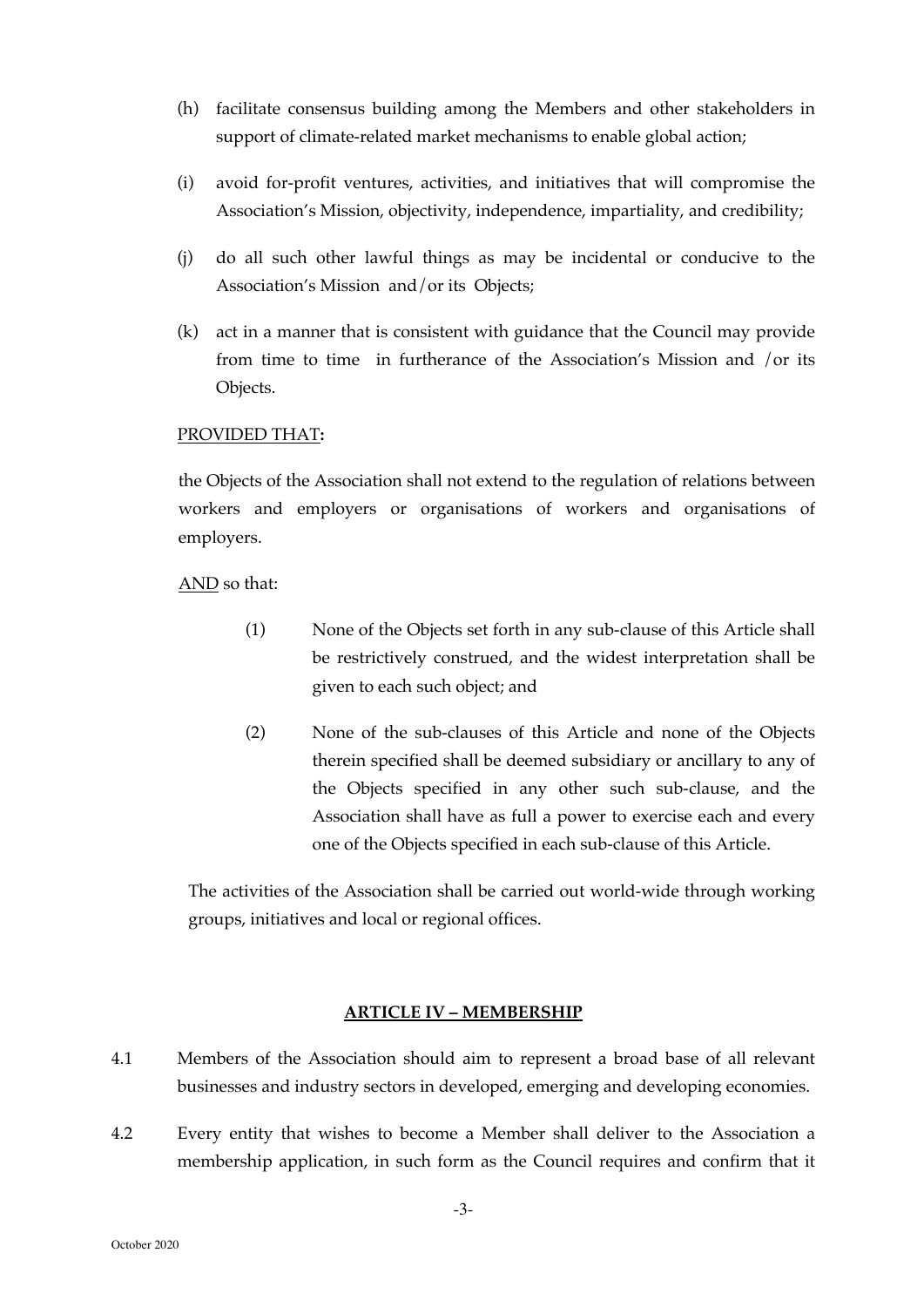(h) facilitate consensus building among the Members and other stakeholders in support of climate-related market mechanisms to enable global action;

(i) avoid for-profit ventures, activities, and initiatives that will compromise the Association's Mission, objectivity, independence, impartiality, and credibility;

(j) do all such other lawful things as may be incidental or conducive to the Association's Mission and/or its Objects;

(k) act in a manner that is consistent with guidance that the Council may provide from time to time in furtherance of the Association's Mission and /or its Objects.

PROVIDED THAT**:**

the Objects of the Association shall not extend to the regulation of relations between workers and employers or organisations of workers and organisations of employers.

AND so that:

(1) None of the Objects set forth in any sub-clause of this Article shall be restrictively construed, and the widest interpretation shall be given to each such object; and

(2) None of the sub-clauses of this Article and none of the Objects therein specified shall be deemed subsidiary or ancillary to any of the Objects specified in any other such sub-clause, and the Association shall have as full a power to exercise each and every one of the Objects specified in each sub-clause of this Article.

The activities of the Association shall be carried out world-wide through working groups, initiatives and local or regional offices.

## ARTICLE IV – MEMBERSHIP

4.1 Members of the Association should aim to represent a broad base of all relevant businesses and industry sectors in developed, emerging and developing economies.

4.2 Every entity that wishes to become a Member shall deliver to the Association a membership application, in such form as the Council requires and confirm that it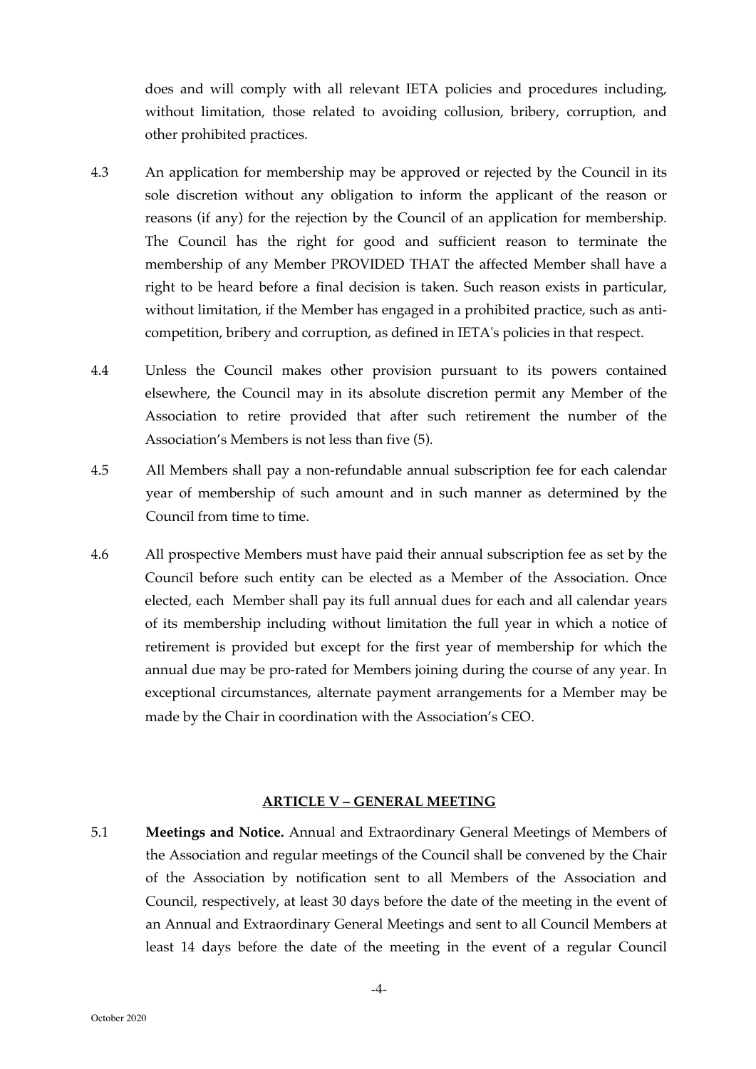does and will comply with all relevant IETA policies and procedures including, without limitation, those related to avoiding collusion, bribery, corruption, and other prohibited practices.

4.3 An application for membership may be approved or rejected by the Council in its sole discretion without any obligation to inform the applicant of the reason or reasons (if any) for the rejection by the Council of an application for membership. The Council has the right for good and sufficient reason to terminate the membership of any Member PROVIDED THAT the affected Member shall have a right to be heard before a final decision is taken. Such reason exists in particular, without limitation, if the Member has engaged in a prohibited practice, such as anti-competition, bribery and corruption, as defined in IETA's policies in that respect.

4.4 Unless the Council makes other provision pursuant to its powers contained elsewhere, the Council may in its absolute discretion permit any Member of the Association to retire provided that after such retirement the number of the Association's Members is not less than five (5).

4.5 All Members shall pay a non-refundable annual subscription fee for each calendar year of membership of such amount and in such manner as determined by the Council from time to time.

4.6 All prospective Members must have paid their annual subscription fee as set by the Council before such entity can be elected as a Member of the Association. Once elected, each Member shall pay its full annual dues for each and all calendar years of its membership including without limitation the full year in which a notice of retirement is provided but except for the first year of membership for which the annual due may be pro-rated for Members joining during the course of any year. In exceptional circumstances, alternate payment arrangements for a Member may be made by the Chair in coordination with the Association's CEO.

## ARTICLE V – GENERAL MEETING

5.1 **Meetings and Notice.** Annual and Extraordinary General Meetings of Members of the Association and regular meetings of the Council shall be convened by the Chair of the Association by notification sent to all Members of the Association and Council, respectively, at least 30 days before the date of the meeting in the event of an Annual and Extraordinary General Meetings and sent to all Council Members at least 14 days before the date of the meeting in the event of a regular Council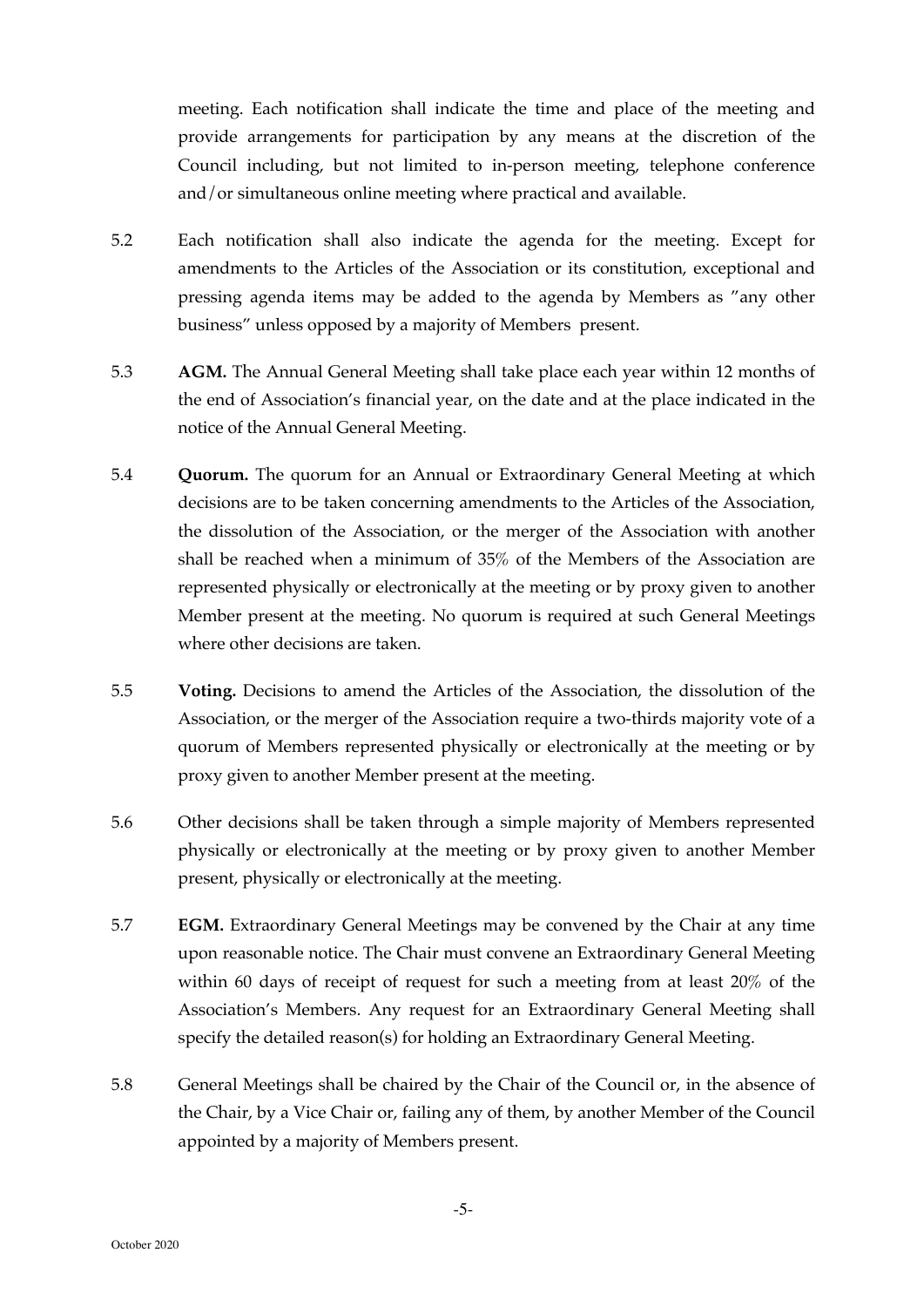meeting. Each notification shall indicate the time and place of the meeting and provide arrangements for participation by any means at the discretion of the Council including, but not limited to in-person meeting, telephone conference and/or simultaneous online meeting where practical and available.

5.2 Each notification shall also indicate the agenda for the meeting. Except for amendments to the Articles of the Association or its constitution, exceptional and pressing agenda items may be added to the agenda by Members as "any other business" unless opposed by a majority of Members present.

5.3 **AGM.** The Annual General Meeting shall take place each year within 12 months of the end of Association's financial year, on the date and at the place indicated in the notice of the Annual General Meeting.

5.4 **Quorum.** The quorum for an Annual or Extraordinary General Meeting at which decisions are to be taken concerning amendments to the Articles of the Association, the dissolution of the Association, or the merger of the Association with another shall be reached when a minimum of 35% of the Members of the Association are represented physically or electronically at the meeting or by proxy given to another Member present at the meeting. No quorum is required at such General Meetings where other decisions are taken.

5.5 **Voting.** Decisions to amend the Articles of the Association, the dissolution of the Association, or the merger of the Association require a two-thirds majority vote of a quorum of Members represented physically or electronically at the meeting or by proxy given to another Member present at the meeting.

5.6 Other decisions shall be taken through a simple majority of Members represented physically or electronically at the meeting or by proxy given to another Member present, physically or electronically at the meeting.

5.7 **EGM.** Extraordinary General Meetings may be convened by the Chair at any time upon reasonable notice. The Chair must convene an Extraordinary General Meeting within 60 days of receipt of request for such a meeting from at least 20% of the Association's Members. Any request for an Extraordinary General Meeting shall specify the detailed reason(s) for holding an Extraordinary General Meeting.

5.8 General Meetings shall be chaired by the Chair of the Council or, in the absence of the Chair, by a Vice Chair or, failing any of them, by another Member of the Council appointed by a majority of Members present.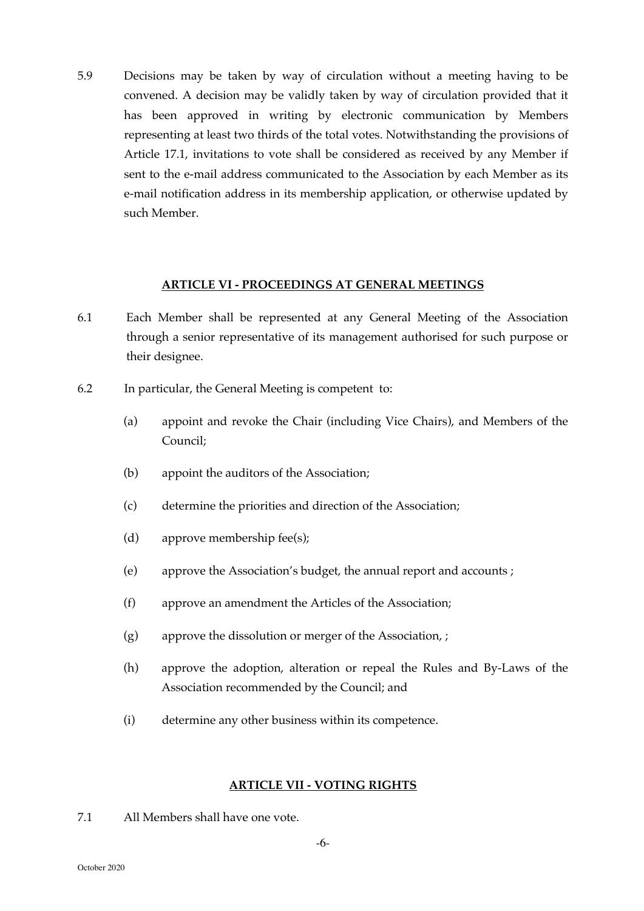5.9 Decisions may be taken by way of circulation without a meeting having to be convened. A decision may be validly taken by way of circulation provided that it has been approved in writing by electronic communication by Members representing at least two thirds of the total votes. Notwithstanding the provisions of Article 17.1, invitations to vote shall be considered as received by any Member if sent to the e-mail address communicated to the Association by each Member as its e-mail notification address in its membership application, or otherwise updated by such Member.

## ARTICLE VI - PROCEEDINGS AT GENERAL MEETINGS

6.1 Each Member shall be represented at any General Meeting of the Association through a senior representative of its management authorised for such purpose or their designee.

6.2 In particular, the General Meeting is competent to:

(a) appoint and revoke the Chair (including Vice Chairs), and Members of the Council;

(b) appoint the auditors of the Association;

(c) determine the priorities and direction of the Association;

(d) approve membership fee(s);

(e) approve the Association's budget, the annual report and accounts ;

(f) approve an amendment the Articles of the Association;

(g) approve the dissolution or merger of the Association, ;

(h) approve the adoption, alteration or repeal the Rules and By-Laws of the Association recommended by the Council; and

(i) determine any other business within its competence.

## ARTICLE VII - VOTING RIGHTS

7.1 All Members shall have one vote.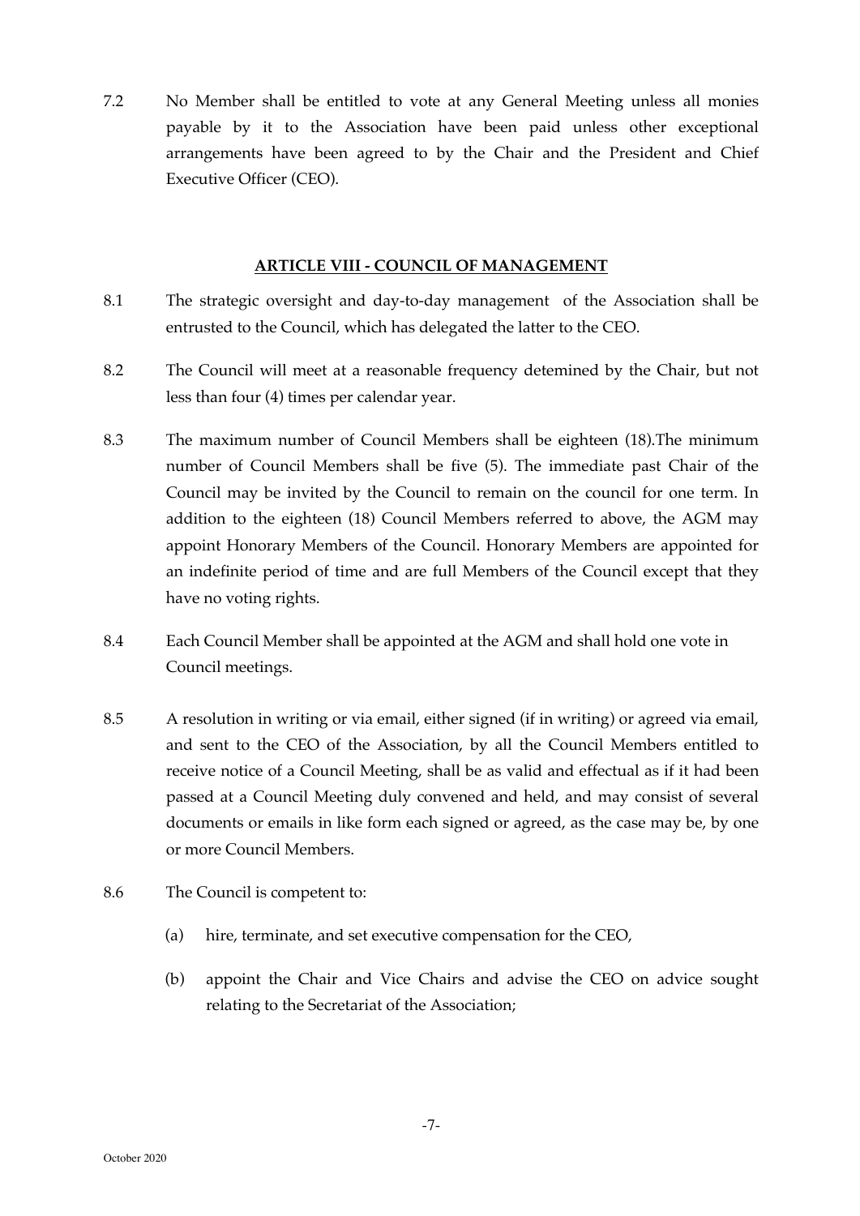7.2 No Member shall be entitled to vote at any General Meeting unless all monies payable by it to the Association have been paid unless other exceptional arrangements have been agreed to by the Chair and the President and Chief Executive Officer (CEO).

## ARTICLE VIII - COUNCIL OF MANAGEMENT

8.1 The strategic oversight and day-to-day management of the Association shall be entrusted to the Council, which has delegated the latter to the CEO.

8.2 The Council will meet at a reasonable frequency detemined by the Chair, but not less than four (4) times per calendar year.

8.3 The maximum number of Council Members shall be eighteen (18).The minimum number of Council Members shall be five (5). The immediate past Chair of the Council may be invited by the Council to remain on the council for one term. In addition to the eighteen (18) Council Members referred to above, the AGM may appoint Honorary Members of the Council. Honorary Members are appointed for an indefinite period of time and are full Members of the Council except that they have no voting rights.

8.4 Each Council Member shall be appointed at the AGM and shall hold one vote in Council meetings.

8.5 A resolution in writing or via email, either signed (if in writing) or agreed via email, and sent to the CEO of the Association, by all the Council Members entitled to receive notice of a Council Meeting, shall be as valid and effectual as if it had been passed at a Council Meeting duly convened and held, and may consist of several documents or emails in like form each signed or agreed, as the case may be, by one or more Council Members.

8.6 The Council is competent to:

(a) hire, terminate, and set executive compensation for the CEO,

(b) appoint the Chair and Vice Chairs and advise the CEO on advice sought relating to the Secretariat of the Association;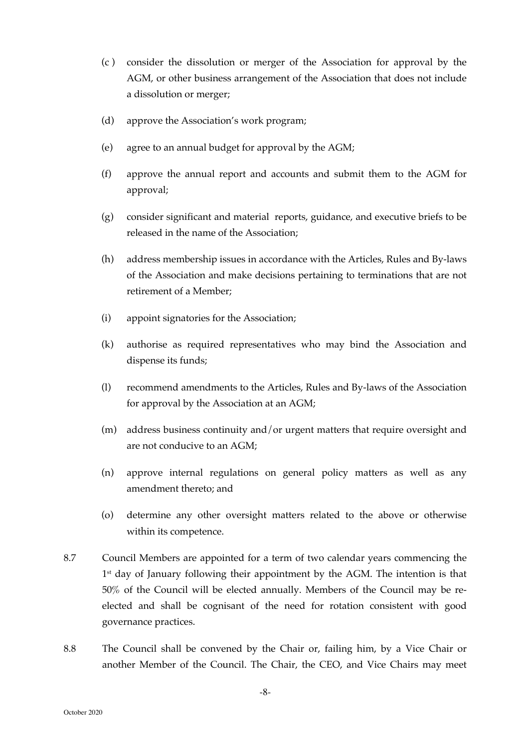(c ) consider the dissolution or merger of the Association for approval by the AGM, or other business arrangement of the Association that does not include a dissolution or merger;

(d) approve the Association's work program;

(e) agree to an annual budget for approval by the AGM;

(f) approve the annual report and accounts and submit them to the AGM for approval;

(g) consider significant and material reports, guidance, and executive briefs to be released in the name of the Association;

(h) address membership issues in accordance with the Articles, Rules and By-laws of the Association and make decisions pertaining to terminations that are not retirement of a Member;

(i) appoint signatories for the Association;

(k) authorise as required representatives who may bind the Association and dispense its funds;

(l) recommend amendments to the Articles, Rules and By-laws of the Association for approval by the Association at an AGM;

(m) address business continuity and/or urgent matters that require oversight and are not conducive to an AGM;

(n) approve internal regulations on general policy matters as well as any amendment thereto; and

(o) determine any other oversight matters related to the above or otherwise within its competence.

8.7 Council Members are appointed for a term of two calendar years commencing the 1st day of January following their appointment by the AGM. The intention is that 50% of the Council will be elected annually. Members of the Council may be re-elected and shall be cognisant of the need for rotation consistent with good governance practices.

8.8 The Council shall be convened by the Chair or, failing him, by a Vice Chair or another Member of the Council. The Chair, the CEO, and Vice Chairs may meet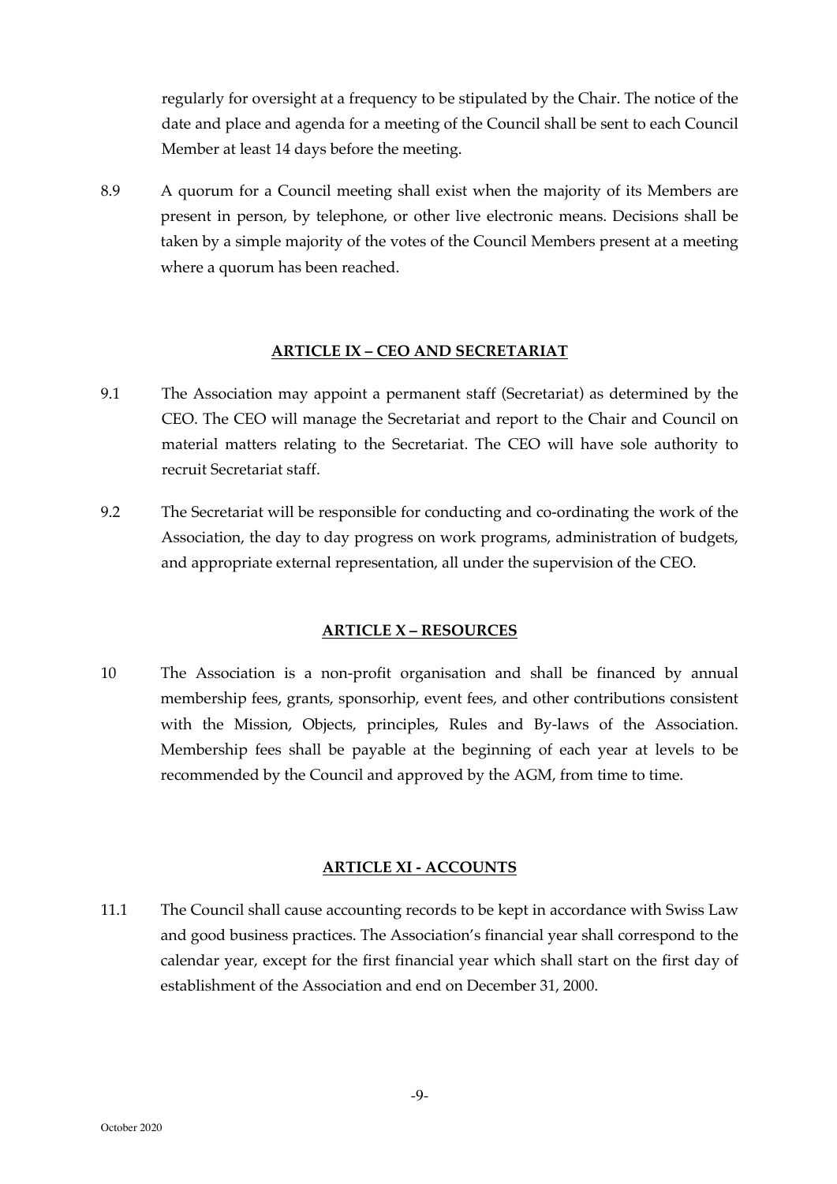regularly for oversight at a frequency to be stipulated by the Chair. The notice of the date and place and agenda for a meeting of the Council shall be sent to each Council Member at least 14 days before the meeting.

8.9 A quorum for a Council meeting shall exist when the majority of its Members are present in person, by telephone, or other live electronic means. Decisions shall be taken by a simple majority of the votes of the Council Members present at a meeting where a quorum has been reached.

## ARTICLE IX – CEO AND SECRETARIAT

9.1 The Association may appoint a permanent staff (Secretariat) as determined by the CEO. The CEO will manage the Secretariat and report to the Chair and Council on material matters relating to the Secretariat. The CEO will have sole authority to recruit Secretariat staff.

9.2 The Secretariat will be responsible for conducting and co-ordinating the work of the Association, the day to day progress on work programs, administration of budgets, and appropriate external representation, all under the supervision of the CEO.

## ARTICLE X – RESOURCES

10 The Association is a non-profit organisation and shall be financed by annual membership fees, grants, sponsorhip, event fees, and other contributions consistent with the Mission, Objects, principles, Rules and By-laws of the Association. Membership fees shall be payable at the beginning of each year at levels to be recommended by the Council and approved by the AGM, from time to time.

## ARTICLE XI - ACCOUNTS

11.1 The Council shall cause accounting records to be kept in accordance with Swiss Law and good business practices. The Association's financial year shall correspond to the calendar year, except for the first financial year which shall start on the first day of establishment of the Association and end on December 31, 2000.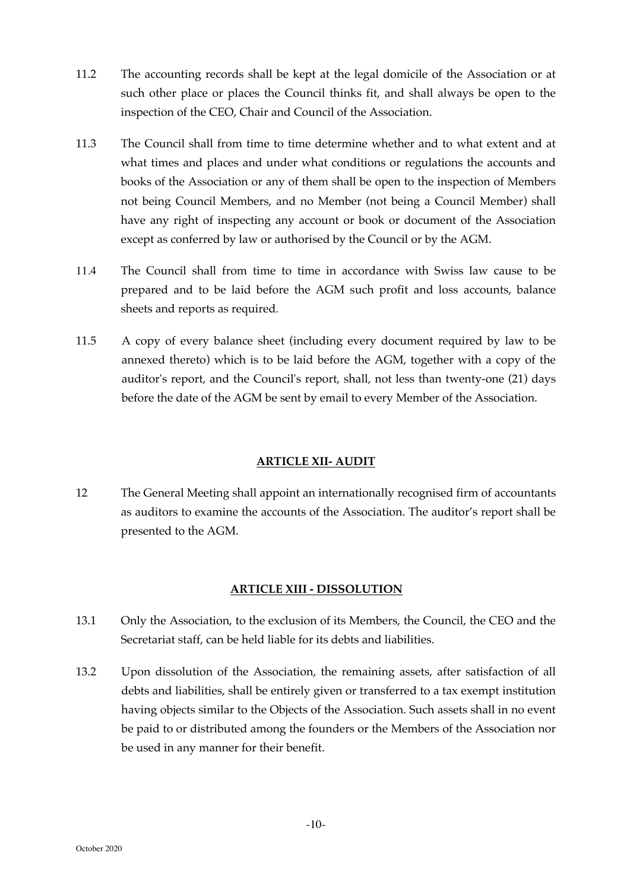11.2 The accounting records shall be kept at the legal domicile of the Association or at such other place or places the Council thinks fit, and shall always be open to the inspection of the CEO, Chair and Council of the Association.

11.3 The Council shall from time to time determine whether and to what extent and at what times and places and under what conditions or regulations the accounts and books of the Association or any of them shall be open to the inspection of Members not being Council Members, and no Member (not being a Council Member) shall have any right of inspecting any account or book or document of the Association except as conferred by law or authorised by the Council or by the AGM.

11.4 The Council shall from time to time in accordance with Swiss law cause to be prepared and to be laid before the AGM such profit and loss accounts, balance sheets and reports as required.

11.5 A copy of every balance sheet (including every document required by law to be annexed thereto) which is to be laid before the AGM, together with a copy of the auditor's report, and the Council's report, shall, not less than twenty-one (21) days before the date of the AGM be sent by email to every Member of the Association.

## ARTICLE XII- AUDIT

12 The General Meeting shall appoint an internationally recognised firm of accountants as auditors to examine the accounts of the Association. The auditor's report shall be presented to the AGM.

## ARTICLE XIII - DISSOLUTION

13.1 Only the Association, to the exclusion of its Members, the Council, the CEO and the Secretariat staff, can be held liable for its debts and liabilities.

13.2 Upon dissolution of the Association, the remaining assets, after satisfaction of all debts and liabilities, shall be entirely given or transferred to a tax exempt institution having objects similar to the Objects of the Association. Such assets shall in no event be paid to or distributed among the founders or the Members of the Association nor be used in any manner for their benefit.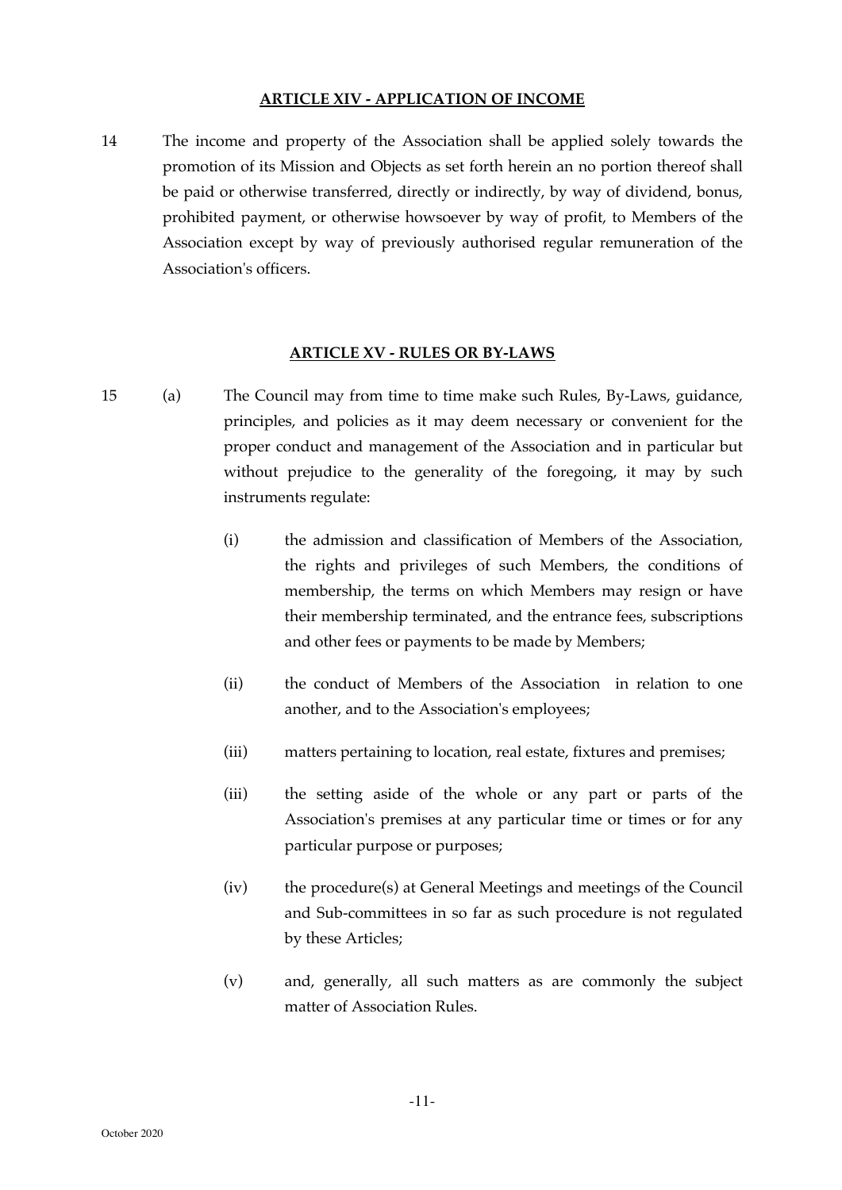## ARTICLE XIV - APPLICATION OF INCOME

14 The income and property of the Association shall be applied solely towards the promotion of its Mission and Objects as set forth herein an no portion thereof shall be paid or otherwise transferred, directly or indirectly, by way of dividend, bonus, prohibited payment, or otherwise howsoever by way of profit, to Members of the Association except by way of previously authorised regular remuneration of the Association's officers.

## ARTICLE XV - RULES OR BY-LAWS

15 (a) The Council may from time to time make such Rules, By-Laws, guidance, principles, and policies as it may deem necessary or convenient for the proper conduct and management of the Association and in particular but without prejudice to the generality of the foregoing, it may by such instruments regulate:

(i) the admission and classification of Members of the Association, the rights and privileges of such Members, the conditions of membership, the terms on which Members may resign or have their membership terminated, and the entrance fees, subscriptions and other fees or payments to be made by Members;

(ii) the conduct of Members of the Association in relation to one another, and to the Association's employees;

(iii) matters pertaining to location, real estate, fixtures and premises;

(iii) the setting aside of the whole or any part or parts of the Association's premises at any particular time or times or for any particular purpose or purposes;

(iv) the procedure(s) at General Meetings and meetings of the Council and Sub-committees in so far as such procedure is not regulated by these Articles;

(v) and, generally, all such matters as are commonly the subject matter of Association Rules.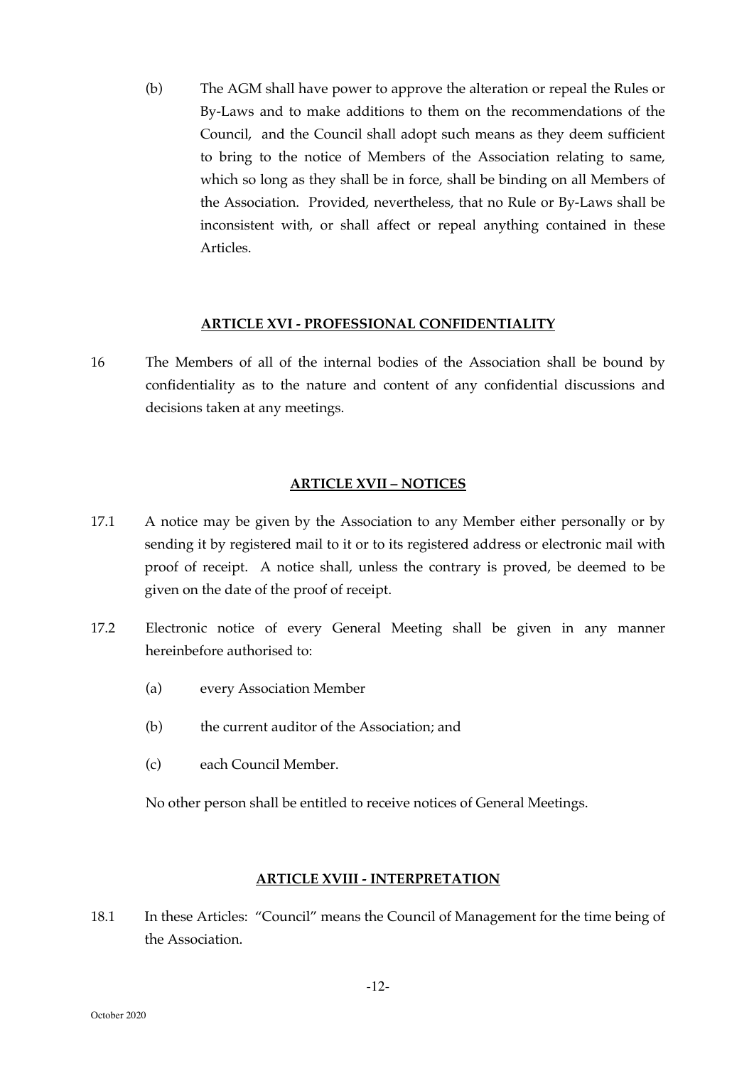(b) The AGM shall have power to approve the alteration or repeal the Rules or By-Laws and to make additions to them on the recommendations of the Council, and the Council shall adopt such means as they deem sufficient to bring to the notice of Members of the Association relating to same, which so long as they shall be in force, shall be binding on all Members of the Association. Provided, nevertheless, that no Rule or By-Laws shall be inconsistent with, or shall affect or repeal anything contained in these Articles.

## ARTICLE XVI - PROFESSIONAL CONFIDENTIALITY

16 The Members of all of the internal bodies of the Association shall be bound by confidentiality as to the nature and content of any confidential discussions and decisions taken at any meetings.

## ARTICLE XVII – NOTICES

17.1 A notice may be given by the Association to any Member either personally or by sending it by registered mail to it or to its registered address or electronic mail with proof of receipt. A notice shall, unless the contrary is proved, be deemed to be given on the date of the proof of receipt.

17.2 Electronic notice of every General Meeting shall be given in any manner hereinbefore authorised to:

(a) every Association Member

(b) the current auditor of the Association; and

(c) each Council Member.

No other person shall be entitled to receive notices of General Meetings.

## ARTICLE XVIII - INTERPRETATION

18.1 In these Articles: "Council" means the Council of Management for the time being of the Association.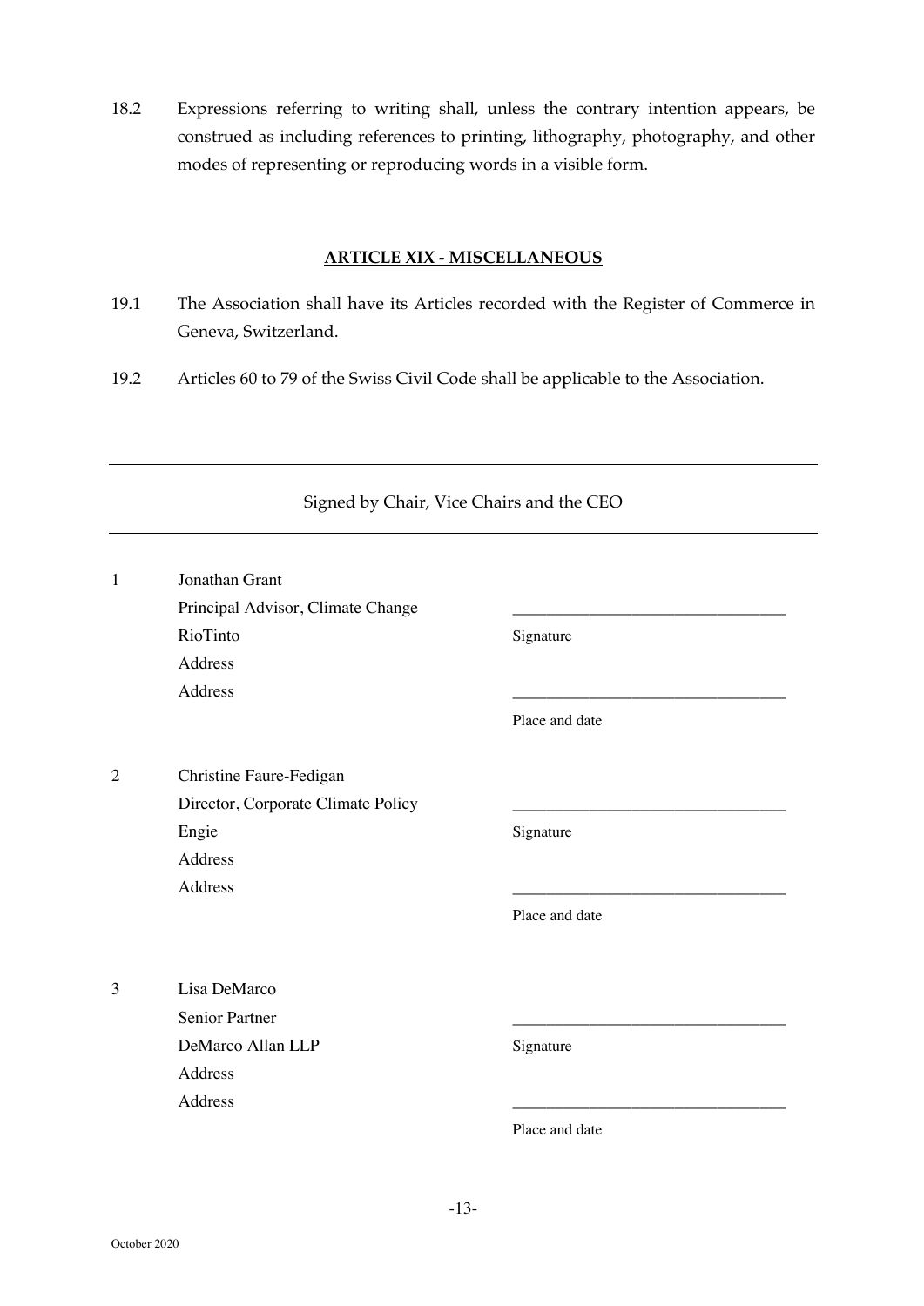18.2 Expressions referring to writing shall, unless the contrary intention appears, be construed as including references to printing, lithography, photography, and other modes of representing or reproducing words in a visible form.

## ARTICLE XIX - MISCELLANEOUS

19.1 The Association shall have its Articles recorded with the Register of Commerce in Geneva, Switzerland.

19.2 Articles 60 to 79 of the Swiss Civil Code shall be applicable to the Association.

---

Signed by Chair, Vice Chairs and the CEO

---

1 Jonathan Grant
Principal Advisor, Climate Change
RioTinto
Address
Address

_________________________________
Signature

_________________________________
Place and date

2 Christine Faure-Fedigan
Director, Corporate Climate Policy
Engie
Address
Address

_________________________________
Signature

_________________________________
Place and date

3 Lisa DeMarco
Senior Partner
DeMarco Allan LLP
Address
Address

_________________________________
Signature

_________________________________
Place and date

October 2020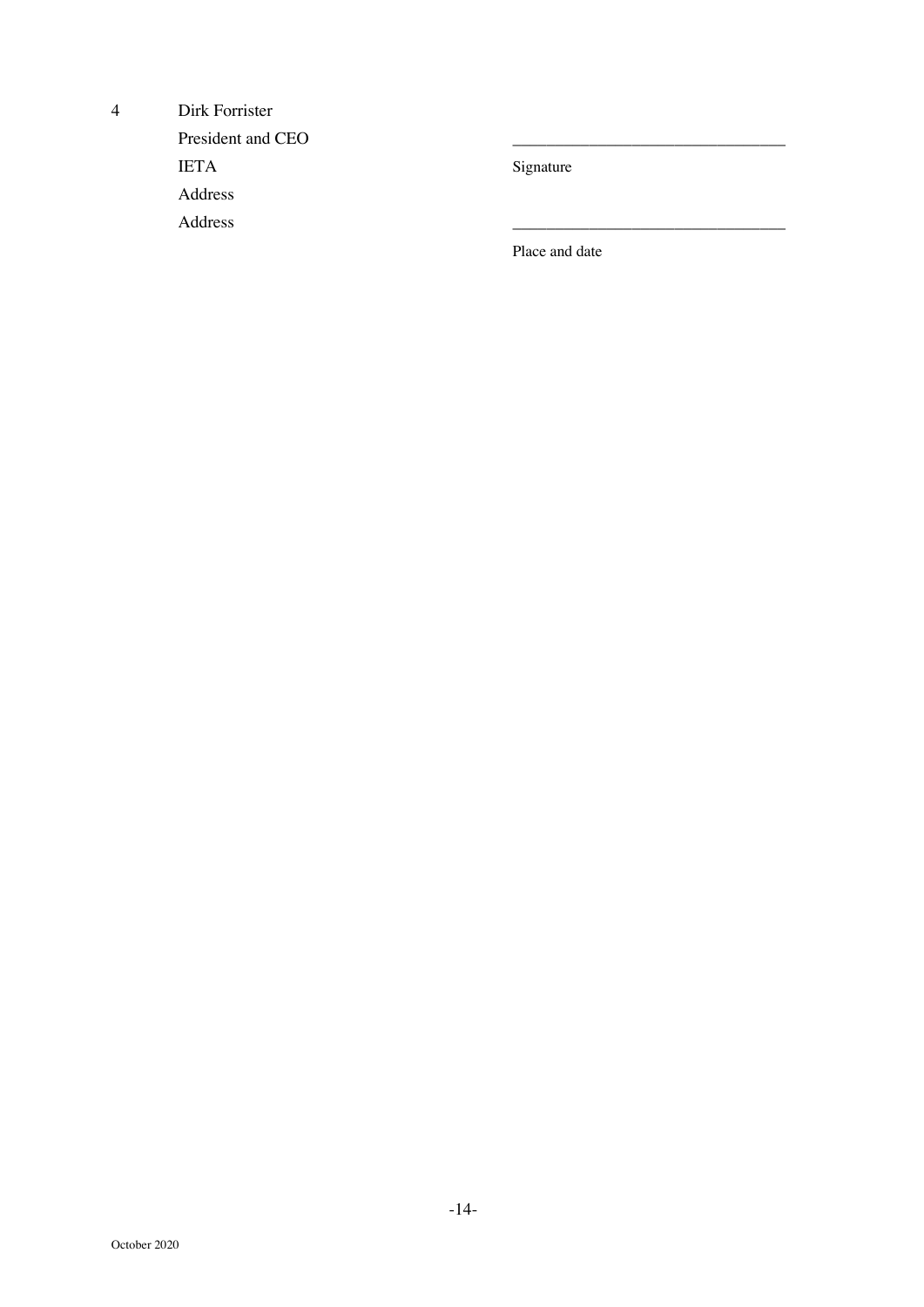4 Dirk Forrister
President and CEO
IETA
Address
Address

\_\_\_\_\_\_\_\_\_\_\_\_\_\_\_\_\_\_\_\_\_\_\_\_\_\_\_\_\_\_\_\_
Signature

\_\_\_\_\_\_\_\_\_\_\_\_\_\_\_\_\_\_\_\_\_\_\_\_\_\_\_\_\_\_\_\_
Place and date

October 2020